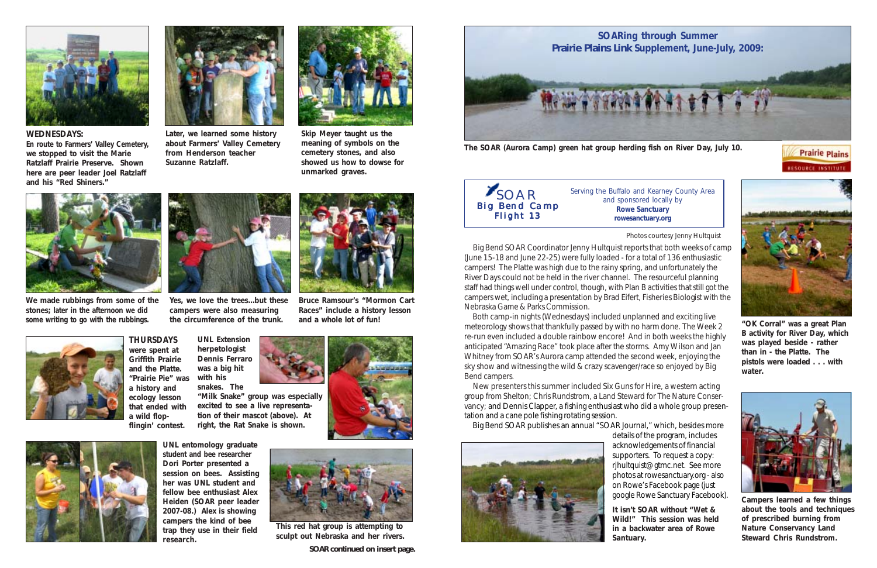**WEDNESDAYS:**
**En route to Farmers' Valley Cemetery, we stopped to visit the Marie Ratzlaff Prairie Preserve. Shown here are peer leader Joel Ratzlaff and his "Red Shiners."**

**Later, we learned some history about Farmers' Valley Cemetery from Henderson teacher Suzanne Ratzlaff.**

**Skip Meyer taught us the meaning of symbols on the cemetery stones, and also showed us how to dowse for unmarked graves.**

**We made rubbings from some of the stones; later in the afternoon we did some writing to go with the rubbings.**

**Yes, we love the trees...but these campers were also measuring the circumference of the trunk.**

**Bruce Ramsour's "Mormon Cart Races" include a history lesson and a whole lot of fun!**

**THURSDAYS were spent at Griffith Prairie and the Platte. "Prairie Pie" was a history and ecology lesson that ended with a wild flop-flingin' contest.**

**UNL Extension herpetologist Dennis Ferraro was a big hit with his snakes. The "Milk Snake" group was especially excited to see a live representation of their mascot (above). At right, the Rat Snake is shown.**

**UNL entomology graduate student and bee researcher Dori Porter presented a session on bees. Assisting her was UNL student and fellow bee enthusiast Alex Heiden (SOAR peer leader 2007-08.) Alex is showing campers the kind of bee trap they use in their field research.**

**This red hat group is attempting to sculpt out Nebraska and her rivers.**

***SOAR continued on insert page.***

## SOARing through Summer
## *Prairie Plains Link* Supplement, June-July, 2009:

**The SOAR (Aurora Camp) green hat group herding fish on River Day, July 10.**

Prairie Plains Resource Institute

SOAR
Big Bend Camp
Flight 13

Serving the Buffalo and Kearney County Area and sponsored locally by
**Rowe Sanctuary**
**rowesanctuary.org**

Photos courtesy Jenny Hultquist

Big Bend SOAR Coordinator Jenny Hultquist reports that both weeks of camp (June 15-18 and June 22-25) were fully loaded - for a total of 136 enthusiastic campers! The Platte was high due to the rainy spring, and unfortunately the River Days could not be held in the river channel. The resourceful planning staff had things well under control, though, with Plan B activities that still got the campers wet, including a presentation by Brad Eifert, Fisheries Biologist with the Nebraska Game & Parks Commission.

Both camp-in nights (Wednesdays) included unplanned and exciting live meteorology shows that thankfully passed by with no harm done. The Week 2 re-run even included a double rainbow encore! And in both weeks the highly anticipated "Amazing Race" took place after the storms. Amy Wilson and Jan Whitney from SOAR's Aurora camp attended the second week, enjoying the sky show and witnessing the wild & crazy scavenger/race so enjoyed by Big Bend campers.

New presenters this summer included Six Guns for Hire, a western acting group from Shelton; Chris Rundstrom, a Land Steward for The Nature Conservancy; and Dennis Clapper, a fishing enthusiast who did a whole group presentation and a cane pole fishing rotating session.

Big Bend SOAR publishes an annual "SOAR Journal," which, besides more details of the program, includes acknowledgements of financial supporters. To request a copy: rjhultquist@gtmc.net. See more photos at rowesanctuary.org - also on Rowe's Facebook page (just google Rowe Sanctuary Facebook).

**It isn't SOAR without "Wet & Wild!" This session was held in a backwater area of Rowe Santuary.**

**"OK Corral" was a great Plan B activity for River Day, which was played beside - rather than in - the Platte. The pistols were loaded . . . with water.**

**Campers learned a few things about the tools and techniques of prescribed burning from Nature Conservancy Land Steward Chris Rundstrom.**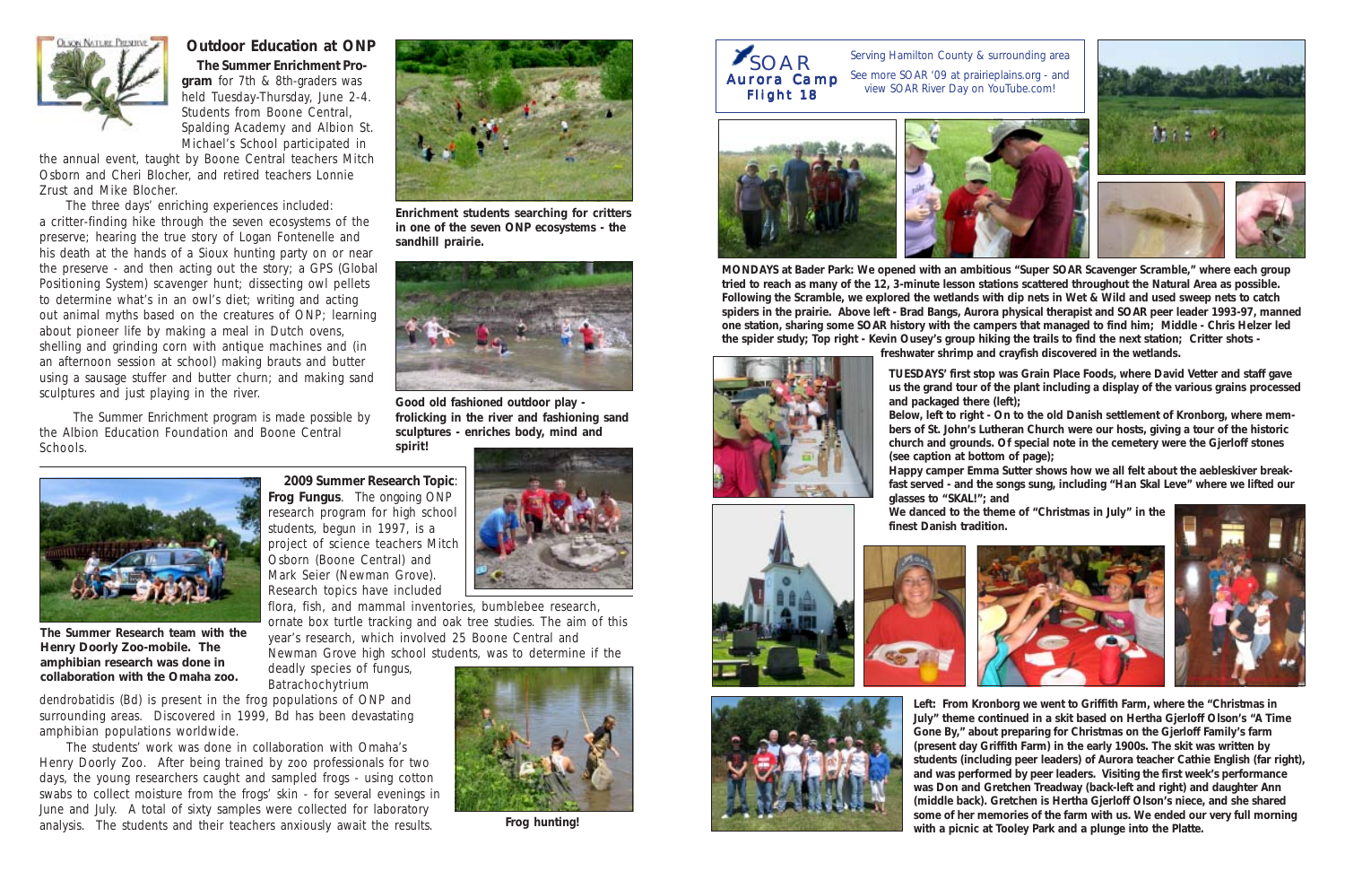## Outdoor Education at ONP

**The Summer Enrichment Program** for 7th & 8th-graders was held Tuesday-Thursday, June 2-4. Students from Boone Central, Spalding Academy and Albion St. Michael's School participated in the annual event, taught by Boone Central teachers Mitch Osborn and Cheri Blocher, and retired teachers Lonnie Zrust and Mike Blocher.

The three days' enriching experiences included: a critter-finding hike through the seven ecosystems of the preserve; hearing the true story of Logan Fontenelle and his death at the hands of a Sioux hunting party on or near the preserve - and then acting out the story; a GPS (Global Positioning System) scavenger hunt; dissecting owl pellets to determine what's in an owl's diet; writing and acting out animal myths based on the creatures of ONP; learning about pioneer life by making a meal in Dutch ovens, shelling and grinding corn with antique machines and (in an afternoon session at school) making brauts and butter using a sausage stuffer and butter churn; and making sand sculptures and just playing in the river.

The Summer Enrichment program is made possible by the Albion Education Foundation and Boone Central Schools.

**Enrichment students searching for critters in one of the seven ONP ecosystems - the sandhill prairie.**

**Good old fashioned outdoor play - frolicking in the river and fashioning sand sculptures - enriches body, mind and spirit!**

**2009 Summer Research Topic**: **Frog Fungus**. The ongoing ONP research program for high school students, begun in 1997, is a project of science teachers Mitch Osborn (Boone Central) and Mark Seier (Newman Grove). Research topics have included flora, fish, and mammal inventories, bumblebee research, ornate box turtle tracking and oak tree studies. The aim of this year's research, which involved 25 Boone Central and Newman Grove high school students, was to determine if the deadly species of fungus, Batrachochytrium dendrobatidis (Bd) is present in the frog populations of ONP and surrounding areas. Discovered in 1999, Bd has been devastating amphibian populations worldwide.

The students' work was done in collaboration with Omaha's Henry Doorly Zoo. After being trained by zoo professionals for two days, the young researchers caught and sampled frogs - using cotton swabs to collect moisture from the frogs' skin - for several evenings in June and July. A total of sixty samples were collected for laboratory analysis. The students and their teachers anxiously await the results.

**The Summer Research team with the Henry Doorly Zoo-mobile. The amphibian research was done in collaboration with the Omaha zoo.**

**Frog hunting!**

## SOAR Aurora Camp Flight 18

Serving Hamilton County & surrounding area

See more SOAR '09 at prairieplains.org - and view SOAR River Day on YouTube.com!

**MONDAYS at Bader Park: We opened with an ambitious "Super SOAR Scavenger Scramble," where each group tried to reach as many of the 12, 3-minute lesson stations scattered throughout the Natural Area as possible. Following the Scramble, we explored the wetlands with dip nets in Wet & Wild and used sweep nets to catch spiders in the prairie. Above left - Brad Bangs, Aurora physical therapist and SOAR peer leader 1993-97, manned one station, sharing some SOAR history with the campers that managed to find him; Middle - Chris Helzer led the spider study; Top right - Kevin Ousey's group hiking the trails to find the next station; Critter shots - freshwater shrimp and crayfish discovered in the wetlands.**

**TUESDAYS' first stop was Grain Place Foods, where David Vetter and staff gave us the grand tour of the plant including a display of the various grains processed and packaged there (left);**

**Below, left to right - On to the old Danish settlement of Kronborg, where members of St. John's Lutheran Church were our hosts, giving a tour of the historic church and grounds. Of special note in the cemetery were the Gjerloff stones (see caption at bottom of page);**

**Happy camper Emma Sutter shows how we all felt about the aebleskiver breakfast served - and the songs sung, including "Han Skal Leve" where we lifted our glasses to "SKAL!"; and**

**We danced to the theme of "Christmas in July" in the finest Danish tradition.**

**Left: From Kronborg we went to Griffith Farm, where the "Christmas in July" theme continued in a skit based on Hertha Gjerloff Olson's "A Time Gone By," about preparing for Christmas on the Gjerloff Family's farm (present day Griffith Farm) in the early 1900s. The skit was written by students (including peer leaders) of Aurora teacher Cathie English (far right), and was performed by peer leaders. Visiting the first week's performance was Don and Gretchen Treadway (back-left and right) and daughter Ann (middle back). Gretchen is Hertha Gjerloff Olson's niece, and she shared some of her memories of the farm with us. We ended our very full morning with a picnic at Tooley Park and a plunge into the Platte.**